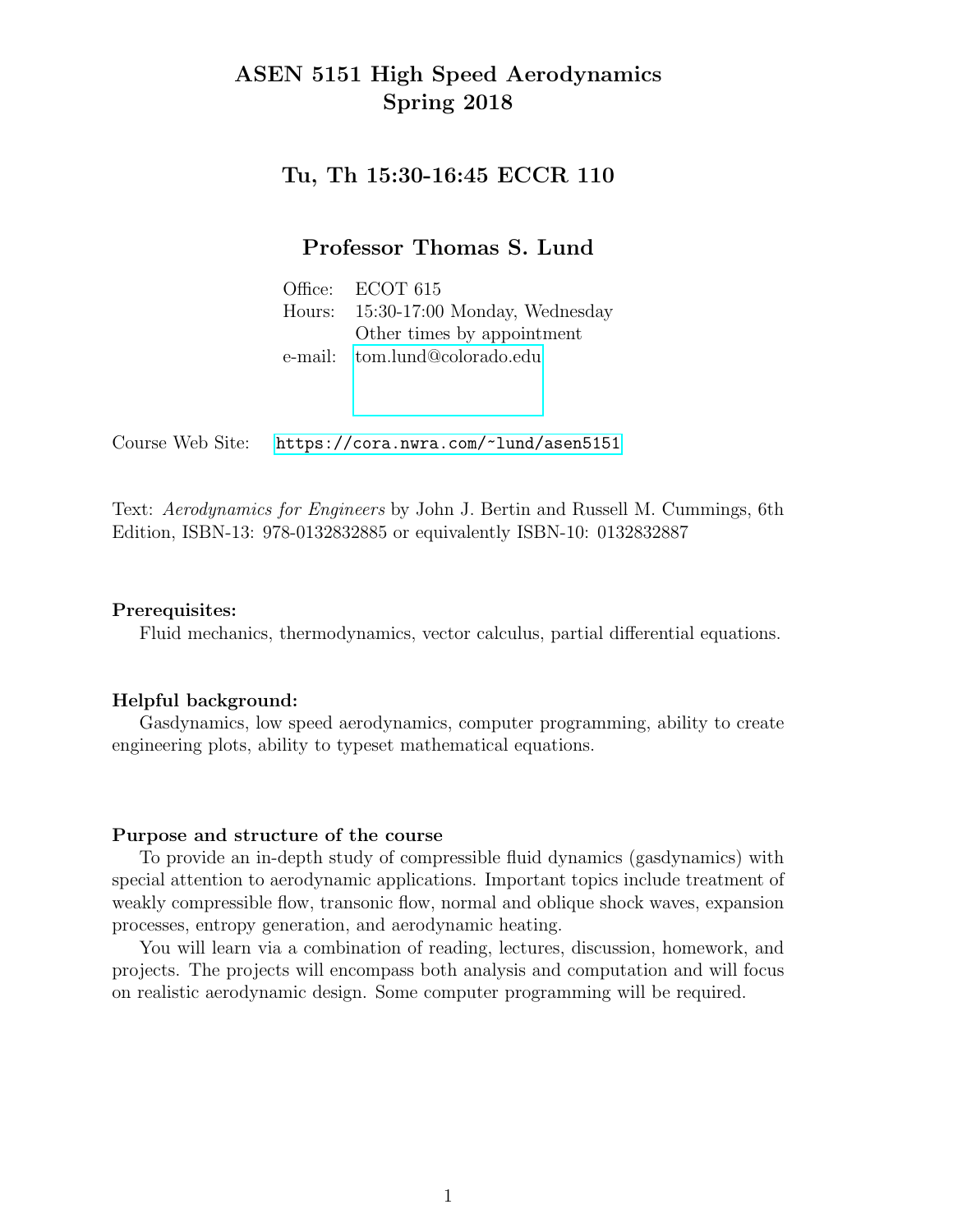# ASEN 5151 High Speed Aerodynamics
# Spring 2018

## Tu, Th 15:30-16:45 ECCR 110

## Professor Thomas S. Lund

| | |
|---|---|
| Office: | ECOT 615 |
| Hours: | 15:30-17:00 Monday, Wednesday |
| | Other times by appointment |
| e-mail: | tom.lund@colorado.edu |

Course Web Site: https://cora.nwra.com/~lund/asen5151

Text: *Aerodynamics for Engineers* by John J. Bertin and Russell M. Cummings, 6th Edition, ISBN-13: 978-0132832885 or equivalently ISBN-10: 0132832887

### Prerequisites:

Fluid mechanics, thermodynamics, vector calculus, partial differential equations.

### Helpful background:

Gasdynamics, low speed aerodynamics, computer programming, ability to create engineering plots, ability to typeset mathematical equations.

### Purpose and structure of the course

To provide an in-depth study of compressible fluid dynamics (gasdynamics) with special attention to aerodynamic applications. Important topics include treatment of weakly compressible flow, transonic flow, normal and oblique shock waves, expansion processes, entropy generation, and aerodynamic heating.

You will learn via a combination of reading, lectures, discussion, homework, and projects. The projects will encompass both analysis and computation and will focus on realistic aerodynamic design. Some computer programming will be required.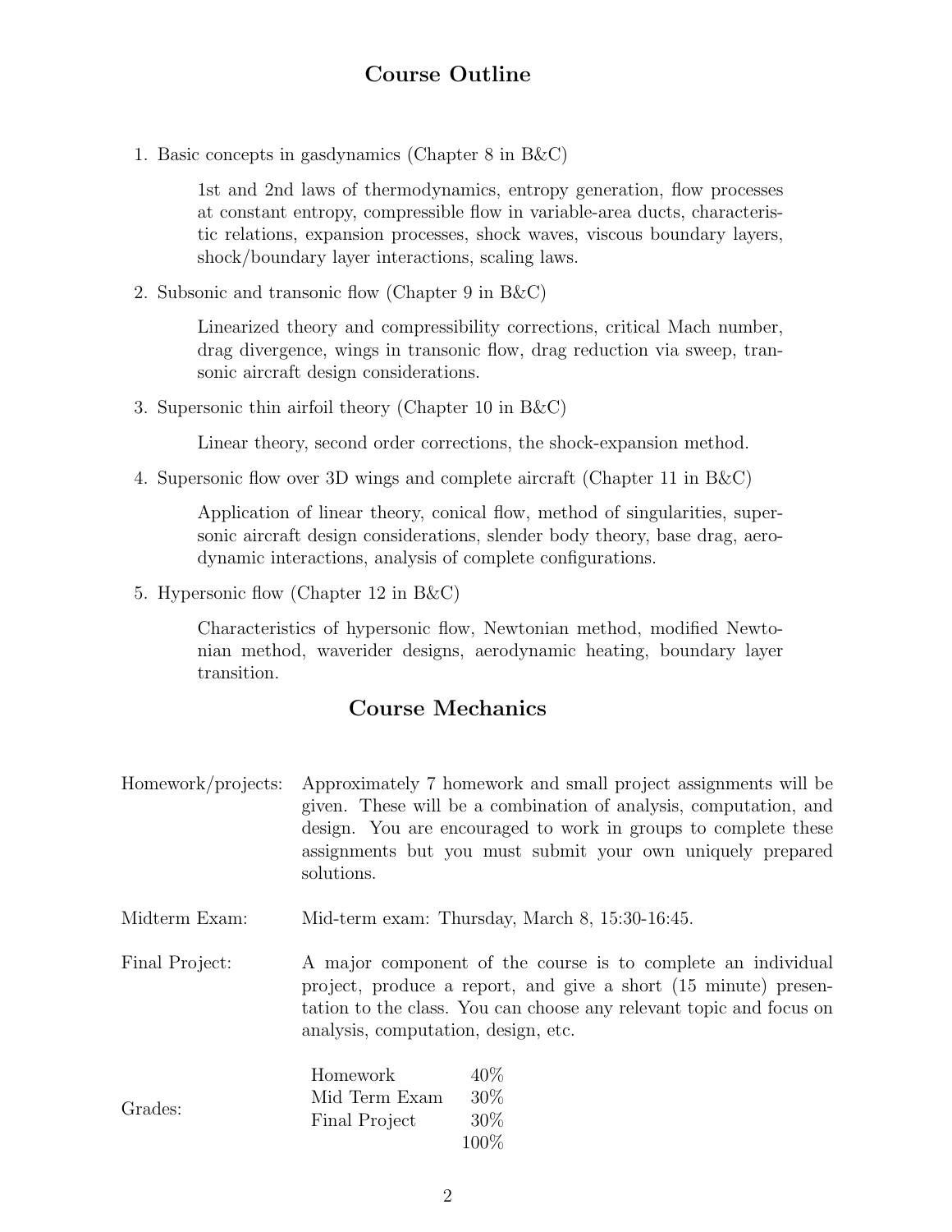## Course Outline

1. Basic concepts in gasdynamics (Chapter 8 in B&C)

   1st and 2nd laws of thermodynamics, entropy generation, flow processes at constant entropy, compressible flow in variable-area ducts, characteristic relations, expansion processes, shock waves, viscous boundary layers, shock/boundary layer interactions, scaling laws.

2. Subsonic and transonic flow (Chapter 9 in B&C)

   Linearized theory and compressibility corrections, critical Mach number, drag divergence, wings in transonic flow, drag reduction via sweep, transonic aircraft design considerations.

3. Supersonic thin airfoil theory (Chapter 10 in B&C)

   Linear theory, second order corrections, the shock-expansion method.

4. Supersonic flow over 3D wings and complete aircraft (Chapter 11 in B&C)

   Application of linear theory, conical flow, method of singularities, supersonic aircraft design considerations, slender body theory, base drag, aerodynamic interactions, analysis of complete configurations.

5. Hypersonic flow (Chapter 12 in B&C)

   Characteristics of hypersonic flow, Newtonian method, modified Newtonian method, waverider designs, aerodynamic heating, boundary layer transition.

## Course Mechanics

**Homework/projects:** Approximately 7 homework and small project assignments will be given. These will be a combination of analysis, computation, and design. You are encouraged to work in groups to complete these assignments but you must submit your own uniquely prepared solutions.

**Midterm Exam:** Mid-term exam: Thursday, March 8, 15:30-16:45.

**Final Project:** A major component of the course is to complete an individual project, produce a report, and give a short (15 minute) presentation to the class. You can choose any relevant topic and focus on analysis, computation, design, etc.

**Grades:**

| Component | Weight |
|---|---|
| Homework | 40% |
| Mid Term Exam | 30% |
| Final Project | 30% |
| | 100% |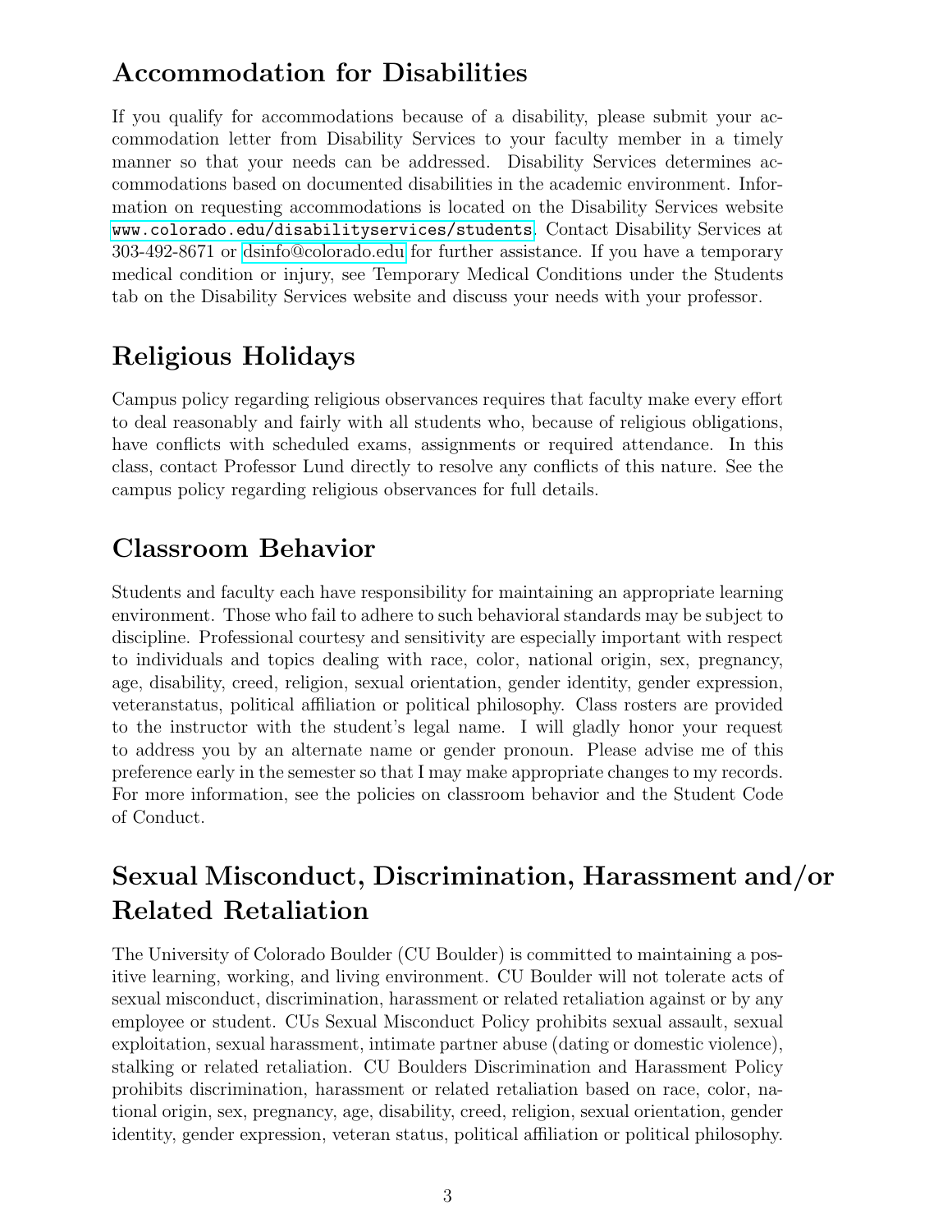## Accommodation for Disabilities

If you qualify for accommodations because of a disability, please submit your accommodation letter from Disability Services to your faculty member in a timely manner so that your needs can be addressed. Disability Services determines accommodations based on documented disabilities in the academic environment. Information on requesting accommodations is located on the Disability Services website `www.colorado.edu/disabilityservices/students`. Contact Disability Services at 303-492-8671 or dsinfo@colorado.edu for further assistance. If you have a temporary medical condition or injury, see Temporary Medical Conditions under the Students tab on the Disability Services website and discuss your needs with your professor.

## Religious Holidays

Campus policy regarding religious observances requires that faculty make every effort to deal reasonably and fairly with all students who, because of religious obligations, have conflicts with scheduled exams, assignments or required attendance. In this class, contact Professor Lund directly to resolve any conflicts of this nature. See the campus policy regarding religious observances for full details.

## Classroom Behavior

Students and faculty each have responsibility for maintaining an appropriate learning environment. Those who fail to adhere to such behavioral standards may be subject to discipline. Professional courtesy and sensitivity are especially important with respect to individuals and topics dealing with race, color, national origin, sex, pregnancy, age, disability, creed, religion, sexual orientation, gender identity, gender expression, veteranstatus, political affiliation or political philosophy. Class rosters are provided to the instructor with the student's legal name. I will gladly honor your request to address you by an alternate name or gender pronoun. Please advise me of this preference early in the semester so that I may make appropriate changes to my records. For more information, see the policies on classroom behavior and the Student Code of Conduct.

## Sexual Misconduct, Discrimination, Harassment and/or Related Retaliation

The University of Colorado Boulder (CU Boulder) is committed to maintaining a positive learning, working, and living environment. CU Boulder will not tolerate acts of sexual misconduct, discrimination, harassment or related retaliation against or by any employee or student. CUs Sexual Misconduct Policy prohibits sexual assault, sexual exploitation, sexual harassment, intimate partner abuse (dating or domestic violence), stalking or related retaliation. CU Boulders Discrimination and Harassment Policy prohibits discrimination, harassment or related retaliation based on race, color, national origin, sex, pregnancy, age, disability, creed, religion, sexual orientation, gender identity, gender expression, veteran status, political affiliation or political philosophy.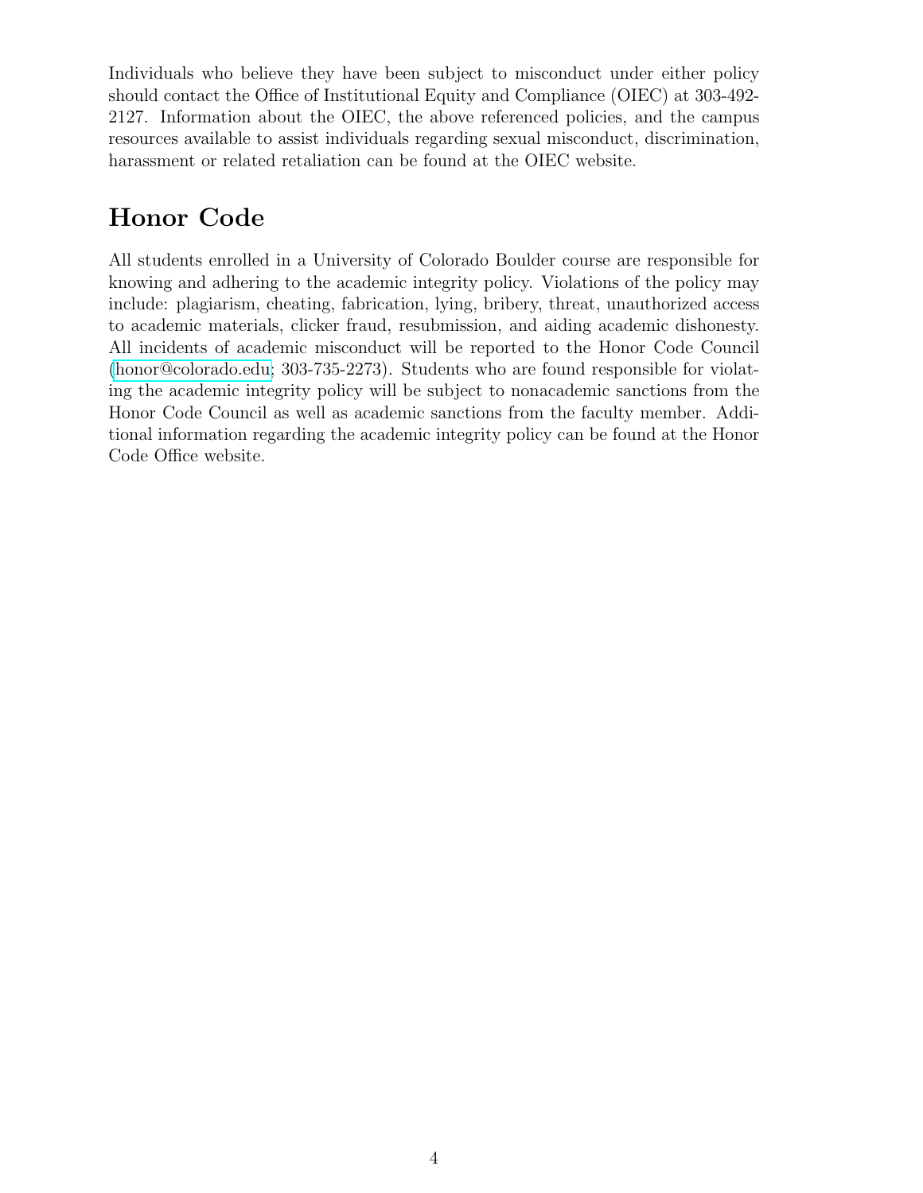Individuals who believe they have been subject to misconduct under either policy should contact the Office of Institutional Equity and Compliance (OIEC) at 303-492-2127. Information about the OIEC, the above referenced policies, and the campus resources available to assist individuals regarding sexual misconduct, discrimination, harassment or related retaliation can be found at the OIEC website.

# Honor Code

All students enrolled in a University of Colorado Boulder course are responsible for knowing and adhering to the academic integrity policy. Violations of the policy may include: plagiarism, cheating, fabrication, lying, bribery, threat, unauthorized access to academic materials, clicker fraud, resubmission, and aiding academic dishonesty. All incidents of academic misconduct will be reported to the Honor Code Council (honor@colorado.edu; 303-735-2273). Students who are found responsible for violating the academic integrity policy will be subject to nonacademic sanctions from the Honor Code Council as well as academic sanctions from the faculty member. Additional information regarding the academic integrity policy can be found at the Honor Code Office website.